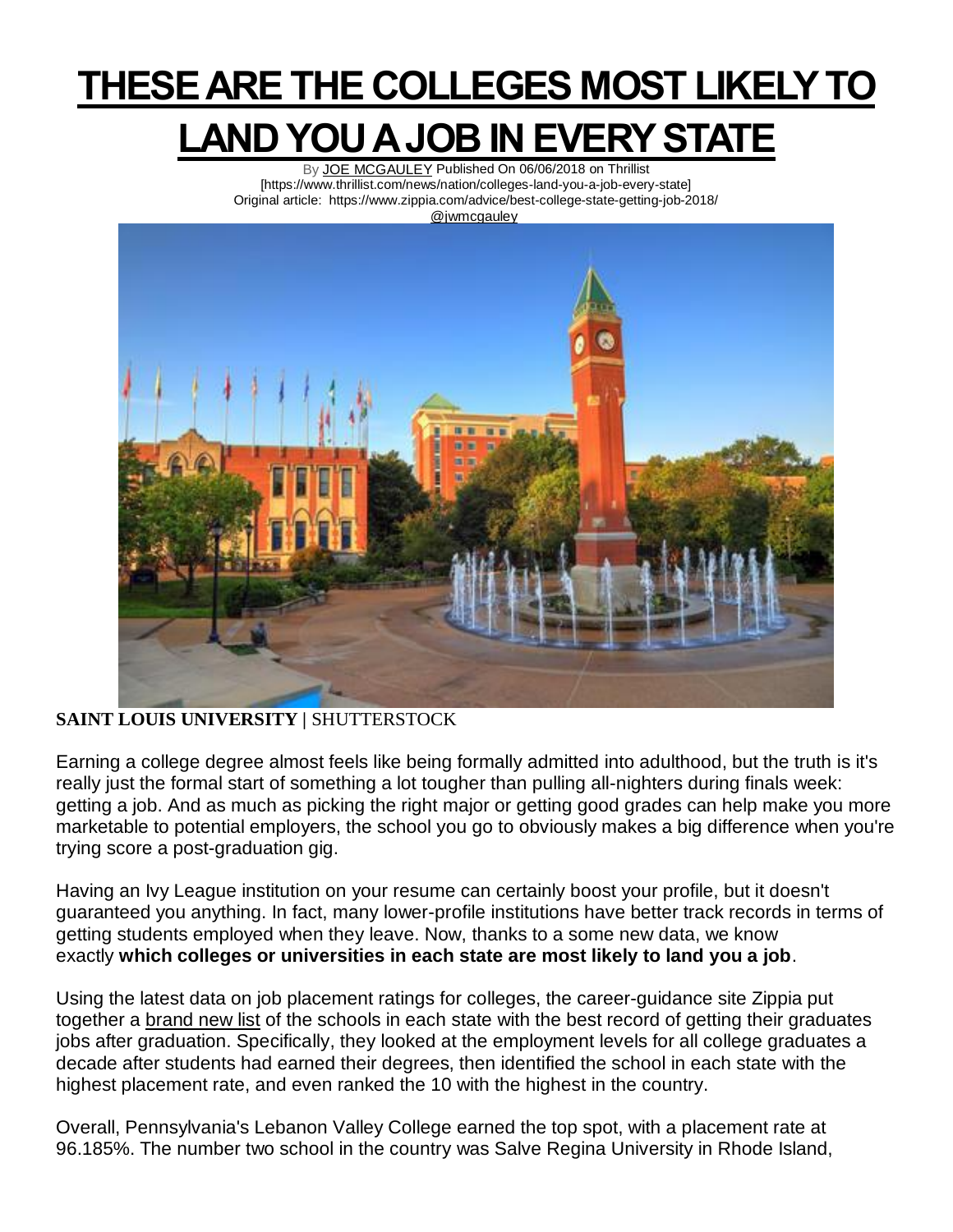# THESE ARE THE COLLEGES MOST LIKELY TO LAND YOU A JOB IN EVERY STATE

By JOE MCGAULEY Published On 06/06/2018 on Thrillist
[https://www.thrillist.com/news/nation/colleges-land-you-a-job-every-state]
Original article: https://www.zippia.com/advice/best-college-state-getting-job-2018/
@jwmcgauley

**SAINT LOUIS UNIVERSITY** | SHUTTERSTOCK

Earning a college degree almost feels like being formally admitted into adulthood, but the truth is it's really just the formal start of something a lot tougher than pulling all-nighters during finals week: getting a job. And as much as picking the right major or getting good grades can help make you more marketable to potential employers, the school you go to obviously makes a big difference when you're trying score a post-graduation gig.

Having an Ivy League institution on your resume can certainly boost your profile, but it doesn't guaranteed you anything. In fact, many lower-profile institutions have better track records in terms of getting students employed when they leave. Now, thanks to a some new data, we know exactly **which colleges or universities in each state are most likely to land you a job**.

Using the latest data on job placement ratings for colleges, the career-guidance site Zippia put together a brand new list of the schools in each state with the best record of getting their graduates jobs after graduation. Specifically, they looked at the employment levels for all college graduates a decade after students had earned their degrees, then identified the school in each state with the highest placement rate, and even ranked the 10 with the highest in the country.

Overall, Pennsylvania's Lebanon Valley College earned the top spot, with a placement rate at 96.185%. The number two school in the country was Salve Regina University in Rhode Island,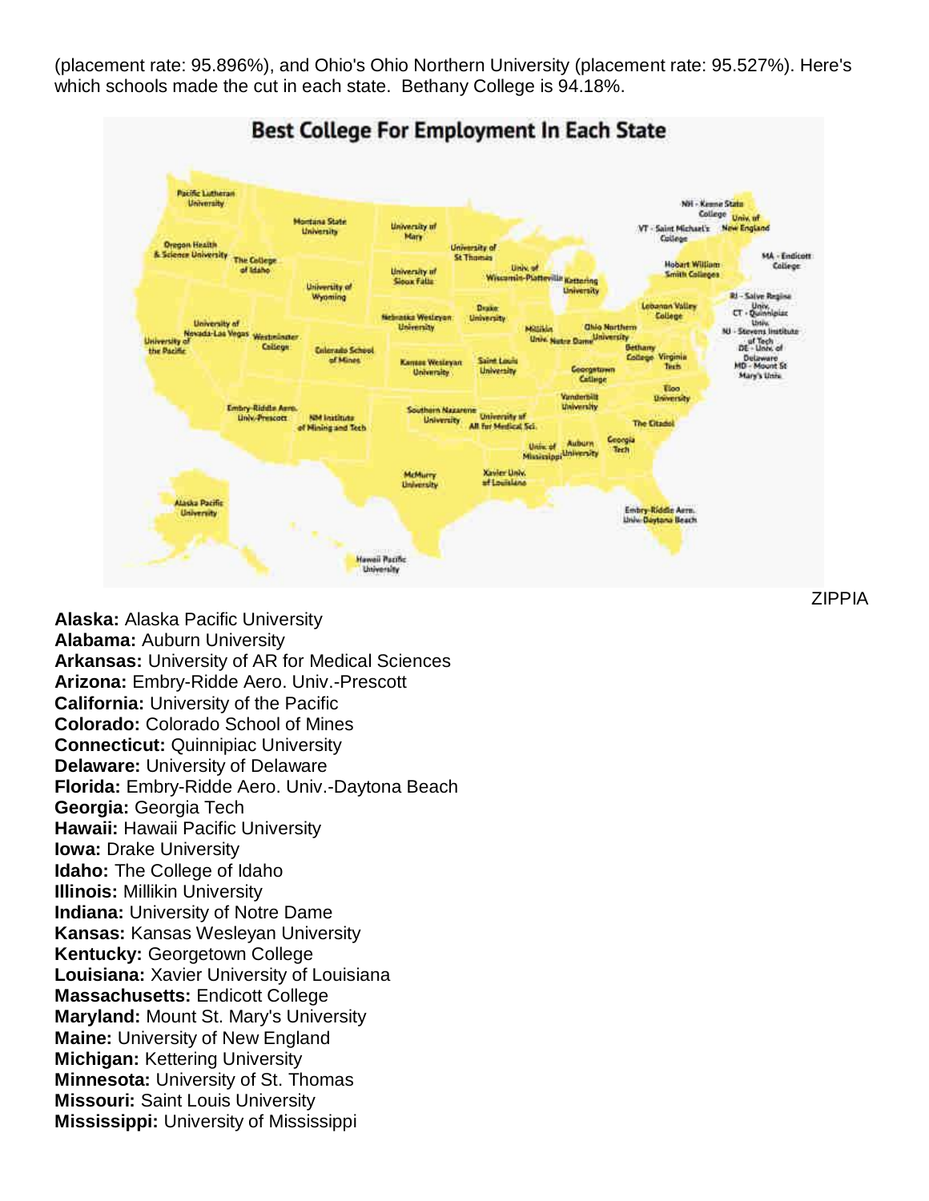(placement rate: 95.896%), and Ohio's Ohio Northern University (placement rate: 95.527%). Here's which schools made the cut in each state. Bethany College is 94.18%.

**Best College For Employment In Each State**

ZIPPIA

**Alaska:** Alaska Pacific University
**Alabama:** Auburn University
**Arkansas:** University of AR for Medical Sciences
**Arizona:** Embry-Ridde Aero. Univ.-Prescott
**California:** University of the Pacific
**Colorado:** Colorado School of Mines
**Connecticut:** Quinnipiac University
**Delaware:** University of Delaware
**Florida:** Embry-Ridde Aero. Univ.-Daytona Beach
**Georgia:** Georgia Tech
**Hawaii:** Hawaii Pacific University
**Iowa:** Drake University
**Idaho:** The College of Idaho
**Illinois:** Millikin University
**Indiana:** University of Notre Dame
**Kansas:** Kansas Wesleyan University
**Kentucky:** Georgetown College
**Louisiana:** Xavier University of Louisiana
**Massachusetts:** Endicott College
**Maryland:** Mount St. Mary's University
**Maine:** University of New England
**Michigan:** Kettering University
**Minnesota:** University of St. Thomas
**Missouri:** Saint Louis University
**Mississippi:** University of Mississippi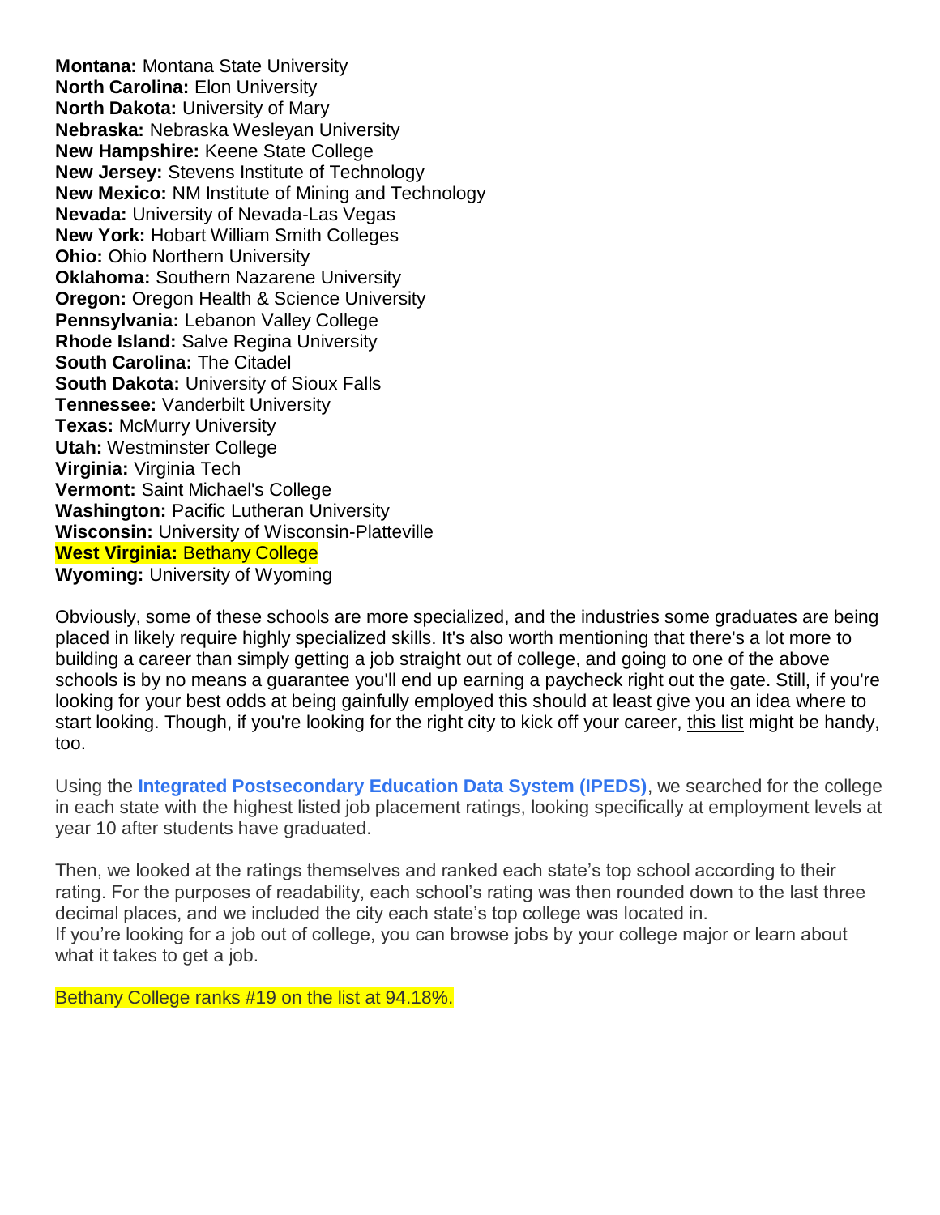**Montana:** Montana State University
**North Carolina:** Elon University
**North Dakota:** University of Mary
**Nebraska:** Nebraska Wesleyan University
**New Hampshire:** Keene State College
**New Jersey:** Stevens Institute of Technology
**New Mexico:** NM Institute of Mining and Technology
**Nevada:** University of Nevada-Las Vegas
**New York:** Hobart William Smith Colleges
**Ohio:** Ohio Northern University
**Oklahoma:** Southern Nazarene University
**Oregon:** Oregon Health & Science University
**Pennsylvania:** Lebanon Valley College
**Rhode Island:** Salve Regina University
**South Carolina:** The Citadel
**South Dakota:** University of Sioux Falls
**Tennessee:** Vanderbilt University
**Texas:** McMurry University
**Utah:** Westminster College
**Virginia:** Virginia Tech
**Vermont:** Saint Michael's College
**Washington:** Pacific Lutheran University
**Wisconsin:** University of Wisconsin-Platteville
**West Virginia:** Bethany College
**Wyoming:** University of Wyoming

Obviously, some of these schools are more specialized, and the industries some graduates are being placed in likely require highly specialized skills. It's also worth mentioning that there's a lot more to building a career than simply getting a job straight out of college, and going to one of the above schools is by no means a guarantee you'll end up earning a paycheck right out the gate. Still, if you're looking for your best odds at being gainfully employed this should at least give you an idea where to start looking. Though, if you're looking for the right city to kick off your career, this list might be handy, too.

Using the **Integrated Postsecondary Education Data System (IPEDS)**, we searched for the college in each state with the highest listed job placement ratings, looking specifically at employment levels at year 10 after students have graduated.

Then, we looked at the ratings themselves and ranked each state's top school according to their rating. For the purposes of readability, each school's rating was then rounded down to the last three decimal places, and we included the city each state's top college was located in.
If you're looking for a job out of college, you can browse jobs by your college major or learn about what it takes to get a job.

Bethany College ranks #19 on the list at 94.18%.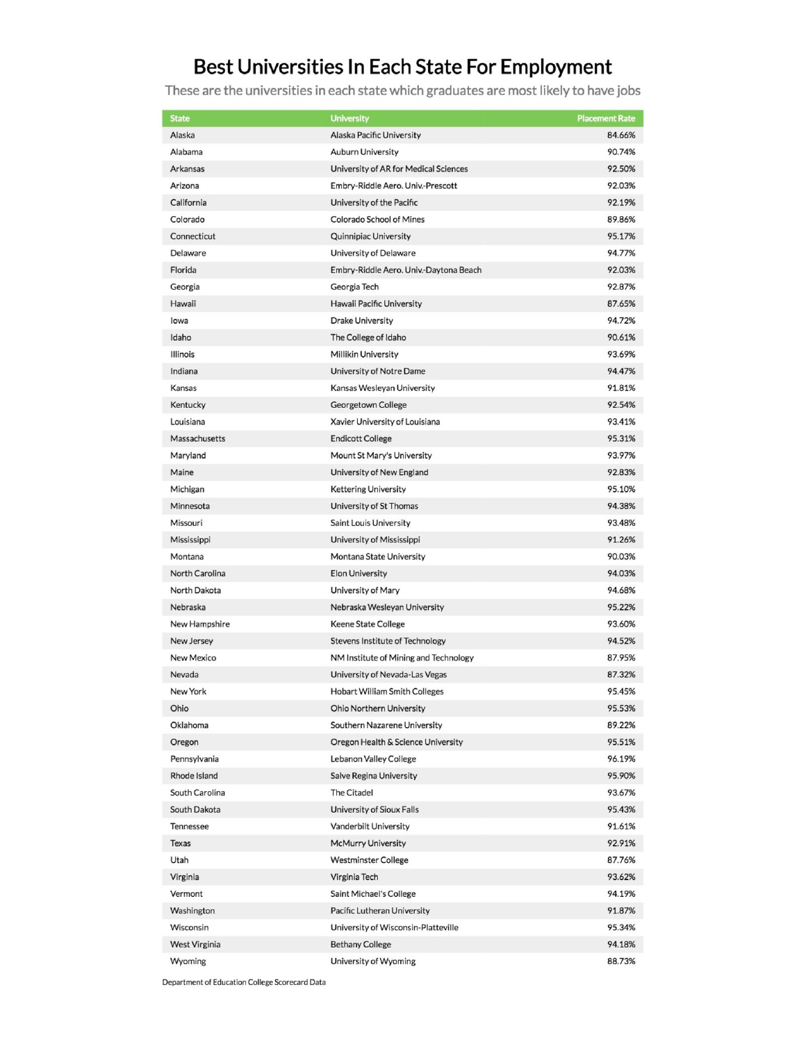# Best Universities In Each State For Employment

These are the universities in each state which graduates are most likely to have jobs

| State | University | Placement Rate |
|---|---|---|
| Alaska | Alaska Pacific University | 84.66% |
| Alabama | Auburn University | 90.74% |
| Arkansas | University of AR for Medical Sciences | 92.50% |
| Arizona | Embry-Riddle Aero. Univ.-Prescott | 92.03% |
| California | University of the Pacific | 92.19% |
| Colorado | Colorado School of Mines | 89.86% |
| Connecticut | Quinnipiac University | 95.17% |
| Delaware | University of Delaware | 94.77% |
| Florida | Embry-Riddle Aero. Univ.-Daytona Beach | 92.03% |
| Georgia | Georgia Tech | 92.87% |
| Hawaii | Hawaii Pacific University | 87.65% |
| Iowa | Drake University | 94.72% |
| Idaho | The College of Idaho | 90.61% |
| Illinois | Millikin University | 93.69% |
| Indiana | University of Notre Dame | 94.47% |
| Kansas | Kansas Wesleyan University | 91.81% |
| Kentucky | Georgetown College | 92.54% |
| Louisiana | Xavier University of Louisiana | 93.41% |
| Massachusetts | Endicott College | 95.31% |
| Maryland | Mount St Mary's University | 93.97% |
| Maine | University of New England | 92.83% |
| Michigan | Kettering University | 95.10% |
| Minnesota | University of St Thomas | 94.38% |
| Missouri | Saint Louis University | 93.48% |
| Mississippi | University of Mississippi | 91.26% |
| Montana | Montana State University | 90.03% |
| North Carolina | Elon University | 94.03% |
| North Dakota | University of Mary | 94.68% |
| Nebraska | Nebraska Wesleyan University | 95.22% |
| New Hampshire | Keene State College | 93.60% |
| New Jersey | Stevens Institute of Technology | 94.52% |
| New Mexico | NM Institute of Mining and Technology | 87.95% |
| Nevada | University of Nevada-Las Vegas | 87.32% |
| New York | Hobart William Smith Colleges | 95.45% |
| Ohio | Ohio Northern University | 95.53% |
| Oklahoma | Southern Nazarene University | 89.22% |
| Oregon | Oregon Health & Science University | 95.51% |
| Pennsylvania | Lebanon Valley College | 96.19% |
| Rhode Island | Salve Regina University | 95.90% |
| South Carolina | The Citadel | 93.67% |
| South Dakota | University of Sioux Falls | 95.43% |
| Tennessee | Vanderbilt University | 91.61% |
| Texas | McMurry University | 92.91% |
| Utah | Westminster College | 87.76% |
| Virginia | Virginia Tech | 93.62% |
| Vermont | Saint Michael's College | 94.19% |
| Washington | Pacific Lutheran University | 91.87% |
| Wisconsin | University of Wisconsin-Platteville | 95.34% |
| West Virginia | Bethany College | 94.18% |
| Wyoming | University of Wyoming | 88.73% |

Department of Education College Scorecard Data